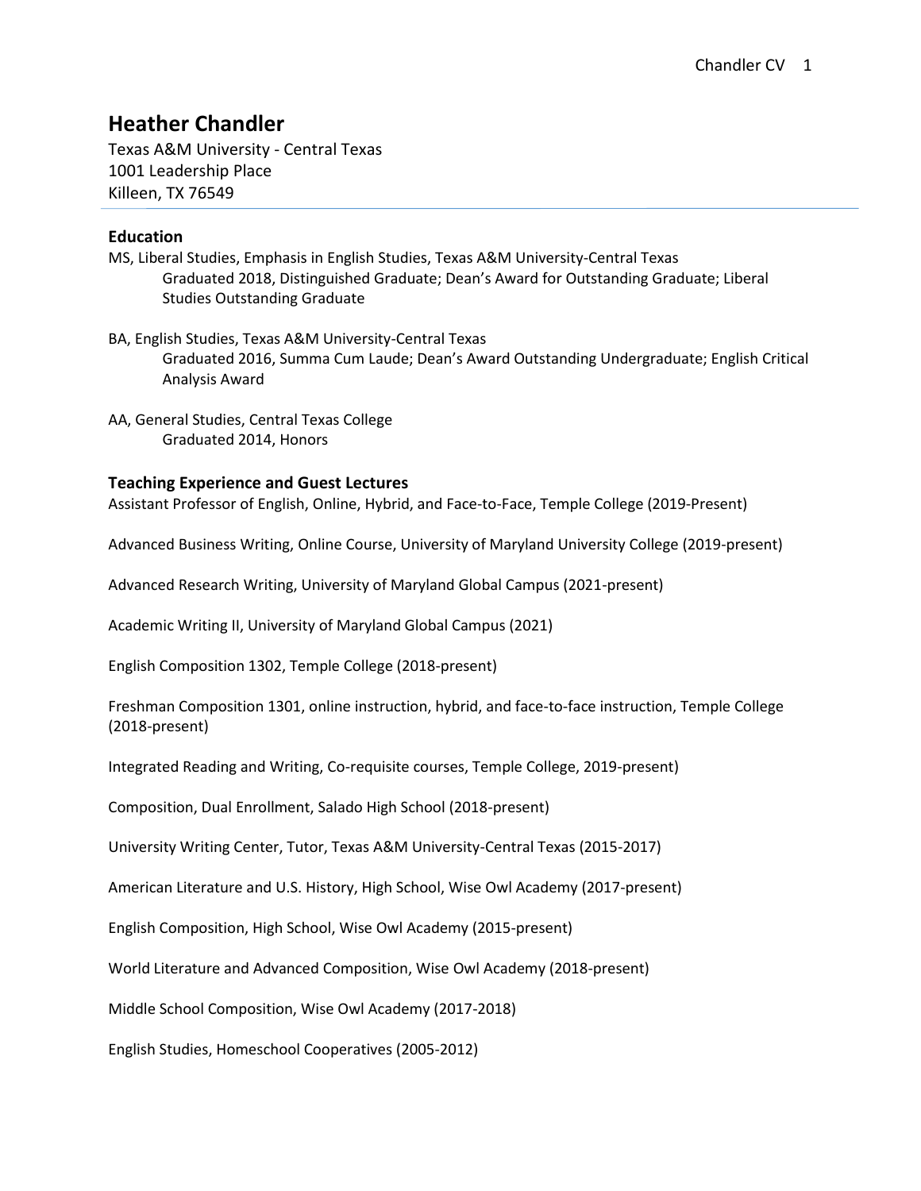# Heather Chandler

Texas A&M University - Central Texas
1001 Leadership Place
Killeen, TX 76549

## Education

MS, Liberal Studies, Emphasis in English Studies, Texas A&M University-Central Texas
Graduated 2018, Distinguished Graduate; Dean's Award for Outstanding Graduate; Liberal Studies Outstanding Graduate

BA, English Studies, Texas A&M University-Central Texas
Graduated 2016, Summa Cum Laude; Dean's Award Outstanding Undergraduate; English Critical Analysis Award

AA, General Studies, Central Texas College
Graduated 2014, Honors

## Teaching Experience and Guest Lectures

Assistant Professor of English, Online, Hybrid, and Face-to-Face, Temple College (2019-Present)

Advanced Business Writing, Online Course, University of Maryland University College (2019-present)

Advanced Research Writing, University of Maryland Global Campus (2021-present)

Academic Writing II, University of Maryland Global Campus (2021)

English Composition 1302, Temple College (2018-present)

Freshman Composition 1301, online instruction, hybrid, and face-to-face instruction, Temple College (2018-present)

Integrated Reading and Writing, Co-requisite courses, Temple College, 2019-present)

Composition, Dual Enrollment, Salado High School (2018-present)

University Writing Center, Tutor, Texas A&M University-Central Texas (2015-2017)

American Literature and U.S. History, High School, Wise Owl Academy (2017-present)

English Composition, High School, Wise Owl Academy (2015-present)

World Literature and Advanced Composition, Wise Owl Academy (2018-present)

Middle School Composition, Wise Owl Academy (2017-2018)

English Studies, Homeschool Cooperatives (2005-2012)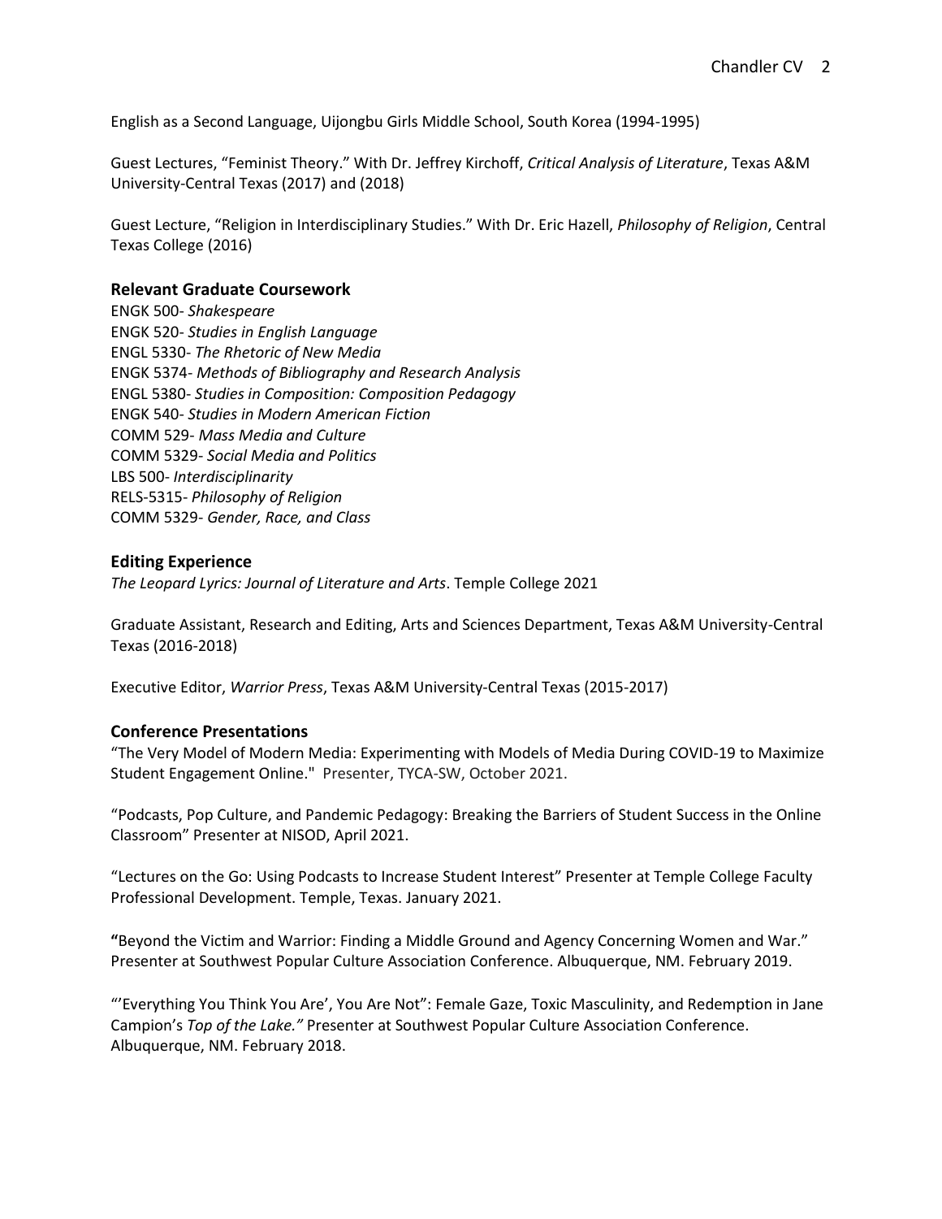English as a Second Language, Uijongbu Girls Middle School, South Korea (1994-1995)

Guest Lectures, "Feminist Theory." With Dr. Jeffrey Kirchoff, *Critical Analysis of Literature*, Texas A&M University-Central Texas (2017) and (2018)

Guest Lecture, "Religion in Interdisciplinary Studies." With Dr. Eric Hazell, *Philosophy of Religion*, Central Texas College (2016)

## Relevant Graduate Coursework

ENGK 500- *Shakespeare*
ENGK 520- *Studies in English Language*
ENGL 5330- *The Rhetoric of New Media*
ENGK 5374- *Methods of Bibliography and Research Analysis*
ENGL 5380- *Studies in Composition: Composition Pedagogy*
ENGK 540- *Studies in Modern American Fiction*
COMM 529- *Mass Media and Culture*
COMM 5329- *Social Media and Politics*
LBS 500- *Interdisciplinarity*
RELS-5315- *Philosophy of Religion*
COMM 5329- *Gender, Race, and Class*

## Editing Experience

*The Leopard Lyrics: Journal of Literature and Arts*. Temple College 2021

Graduate Assistant, Research and Editing, Arts and Sciences Department, Texas A&M University-Central Texas (2016-2018)

Executive Editor, *Warrior Press*, Texas A&M University-Central Texas (2015-2017)

## Conference Presentations

"The Very Model of Modern Media: Experimenting with Models of Media During COVID-19 to Maximize Student Engagement Online." Presenter, TYCA-SW, October 2021.

"Podcasts, Pop Culture, and Pandemic Pedagogy: Breaking the Barriers of Student Success in the Online Classroom" Presenter at NISOD, April 2021.

"Lectures on the Go: Using Podcasts to Increase Student Interest" Presenter at Temple College Faculty Professional Development. Temple, Texas. January 2021.

**"**Beyond the Victim and Warrior: Finding a Middle Ground and Agency Concerning Women and War." Presenter at Southwest Popular Culture Association Conference. Albuquerque, NM. February 2019.

"'Everything You Think You Are', You Are Not": Female Gaze, Toxic Masculinity, and Redemption in Jane Campion's *Top of the Lake."* Presenter at Southwest Popular Culture Association Conference. Albuquerque, NM. February 2018.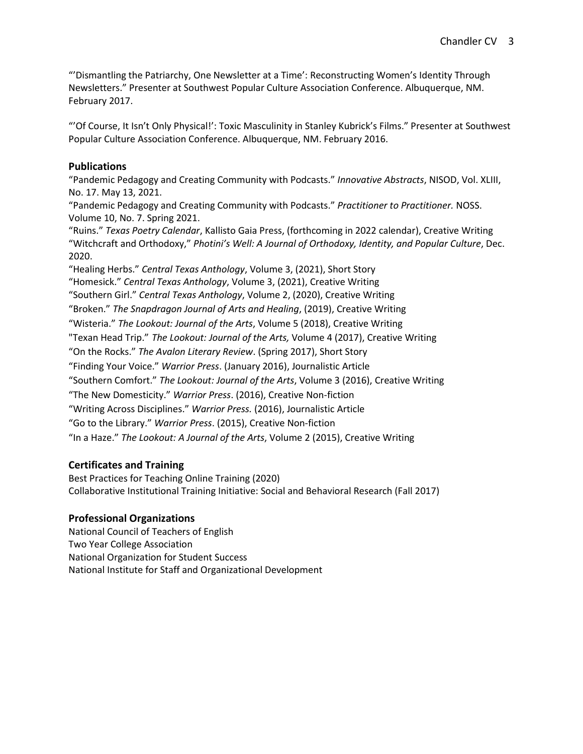"'Dismantling the Patriarchy, One Newsletter at a Time': Reconstructing Women's Identity Through Newsletters." Presenter at Southwest Popular Culture Association Conference. Albuquerque, NM. February 2017.

"'Of Course, It Isn't Only Physical!': Toxic Masculinity in Stanley Kubrick's Films." Presenter at Southwest Popular Culture Association Conference. Albuquerque, NM. February 2016.

## Publications

"Pandemic Pedagogy and Creating Community with Podcasts." *Innovative Abstracts*, NISOD, Vol. XLIII, No. 17. May 13, 2021.
"Pandemic Pedagogy and Creating Community with Podcasts." *Practitioner to Practitioner.* NOSS. Volume 10, No. 7. Spring 2021.
"Ruins." *Texas Poetry Calendar*, Kallisto Gaia Press, (forthcoming in 2022 calendar), Creative Writing
"Witchcraft and Orthodoxy," *Photini's Well: A Journal of Orthodoxy, Identity, and Popular Culture*, Dec. 2020.
"Healing Herbs." *Central Texas Anthology*, Volume 3, (2021), Short Story
"Homesick." *Central Texas Anthology*, Volume 3, (2021), Creative Writing
"Southern Girl." *Central Texas Anthology*, Volume 2, (2020), Creative Writing
"Broken." *The Snapdragon Journal of Arts and Healing*, (2019), Creative Writing
"Wisteria." *The Lookout: Journal of the Arts*, Volume 5 (2018), Creative Writing
"Texan Head Trip." *The Lookout: Journal of the Arts,* Volume 4 (2017), Creative Writing
"On the Rocks." *The Avalon Literary Review*. (Spring 2017), Short Story
"Finding Your Voice." *Warrior Press*. (January 2016), Journalistic Article
"Southern Comfort." *The Lookout: Journal of the Arts*, Volume 3 (2016), Creative Writing
"The New Domesticity." *Warrior Press*. (2016), Creative Non-fiction
"Writing Across Disciplines." *Warrior Press.* (2016), Journalistic Article
"Go to the Library." *Warrior Press*. (2015), Creative Non-fiction
"In a Haze." *The Lookout: A Journal of the Arts*, Volume 2 (2015), Creative Writing

## Certificates and Training

Best Practices for Teaching Online Training (2020)
Collaborative Institutional Training Initiative: Social and Behavioral Research (Fall 2017)

## Professional Organizations

National Council of Teachers of English
Two Year College Association
National Organization for Student Success
National Institute for Staff and Organizational Development